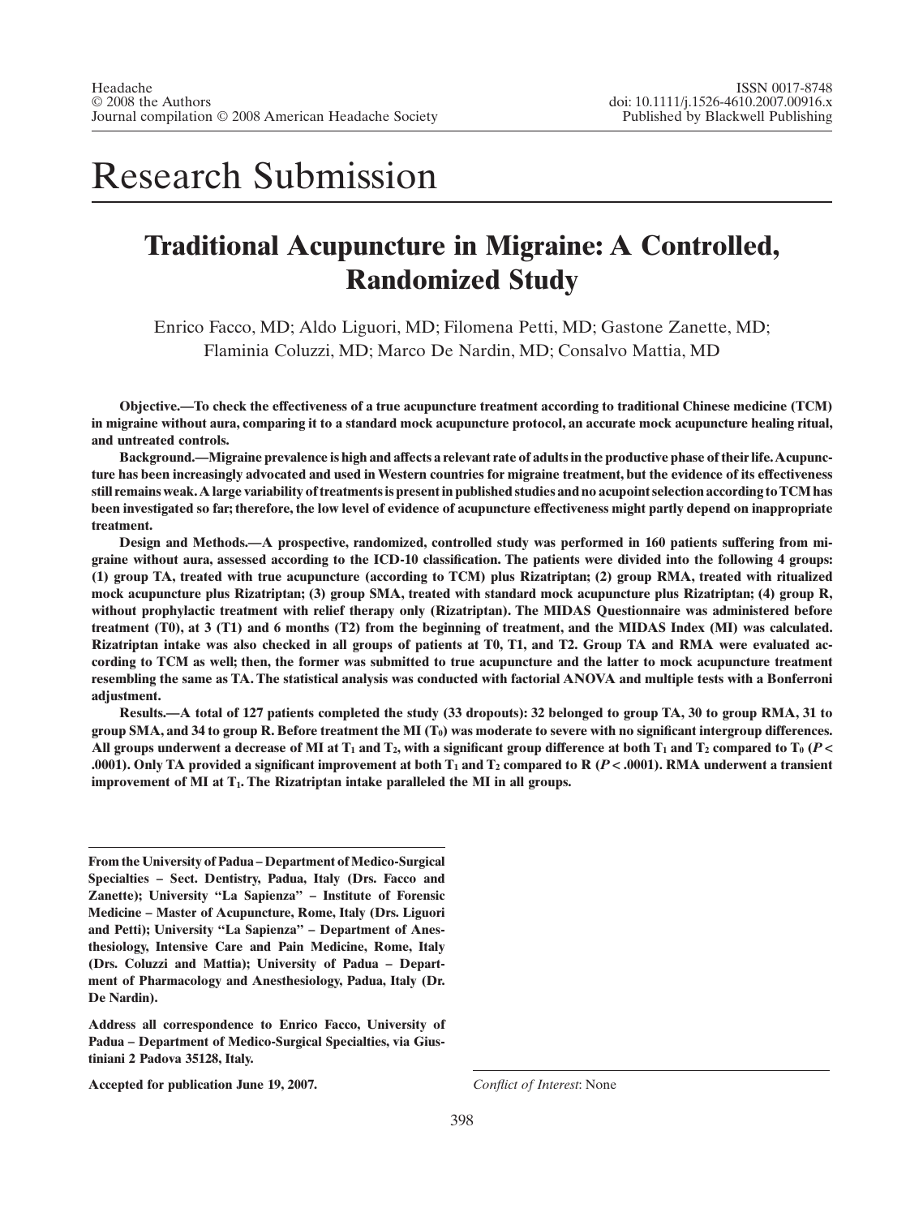# Research Submission

## Traditional Acupuncture in Migraine: A Controlled, Randomized Study

Enrico Facco, MD; Aldo Liguori, MD; Filomena Petti, MD; Gastone Zanette, MD; Flaminia Coluzzi, MD; Marco De Nardin, MD; Consalvo Mattia, MD

**Objective.—To check the effectiveness of a true acupuncture treatment according to traditional Chinese medicine (TCM) in migraine without aura, comparing it to a standard mock acupuncture protocol, an accurate mock acupuncture healing ritual, and untreated controls.**

**Background.—Migraine prevalence is high and affects a relevant rate of adults in the productive phase of their life. Acupuncture has been increasingly advocated and used in Western countries for migraine treatment, but the evidence of its effectiveness still remains weak. A large variability of treatments is present in published studies and no acupoint selection according to TCM has been investigated so far; therefore, the low level of evidence of acupuncture effectiveness might partly depend on inappropriate treatment.**

**Design and Methods.—A prospective, randomized, controlled study was performed in 160 patients suffering from migraine without aura, assessed according to the ICD-10 classification. The patients were divided into the following 4 groups: (1) group TA, treated with true acupuncture (according to TCM) plus Rizatriptan; (2) group RMA, treated with ritualized mock acupuncture plus Rizatriptan; (3) group SMA, treated with standard mock acupuncture plus Rizatriptan; (4) group R, without prophylactic treatment with relief therapy only (Rizatriptan). The MIDAS Questionnaire was administered before treatment (T0), at 3 (T1) and 6 months (T2) from the beginning of treatment, and the MIDAS Index (MI) was calculated. Rizatriptan intake was also checked in all groups of patients at T0, T1, and T2. Group TA and RMA were evaluated according to TCM as well; then, the former was submitted to true acupuncture and the latter to mock acupuncture treatment resembling the same as TA. The statistical analysis was conducted with factorial ANOVA and multiple tests with a Bonferroni adjustment.**

**Results.—A total of 127 patients completed the study (33 dropouts): 32 belonged to group TA, 30 to group RMA, 31 to group SMA, and 34 to group R. Before treatment the MI ($T_0$) was moderate to severe with no significant intergroup differences. All groups underwent a decrease of MI at $T_1$ and $T_2$, with a significant group difference at both $T_1$ and $T_2$ compared to $T_0$ ($P < .0001$). Only TA provided a significant improvement at both $T_1$ and $T_2$ compared to R ($P < .0001$). RMA underwent a transient improvement of MI at $T_1$. The Rizatriptan intake paralleled the MI in all groups.**

**From the University of Padua – Department of Medico-Surgical Specialties – Sect. Dentistry, Padua, Italy (Drs. Facco and Zanette); University "La Sapienza" – Institute of Forensic Medicine – Master of Acupuncture, Rome, Italy (Drs. Liguori and Petti); University "La Sapienza" – Department of Anesthesiology, Intensive Care and Pain Medicine, Rome, Italy (Drs. Coluzzi and Mattia); University of Padua – Department of Pharmacology and Anesthesiology, Padua, Italy (Dr. De Nardin).**

**Address all correspondence to Enrico Facco, University of Padua – Department of Medico-Surgical Specialties, via Giustiniani 2 Padova 35128, Italy.**

**Accepted for publication June 19, 2007.**

*Conflict of Interest*: None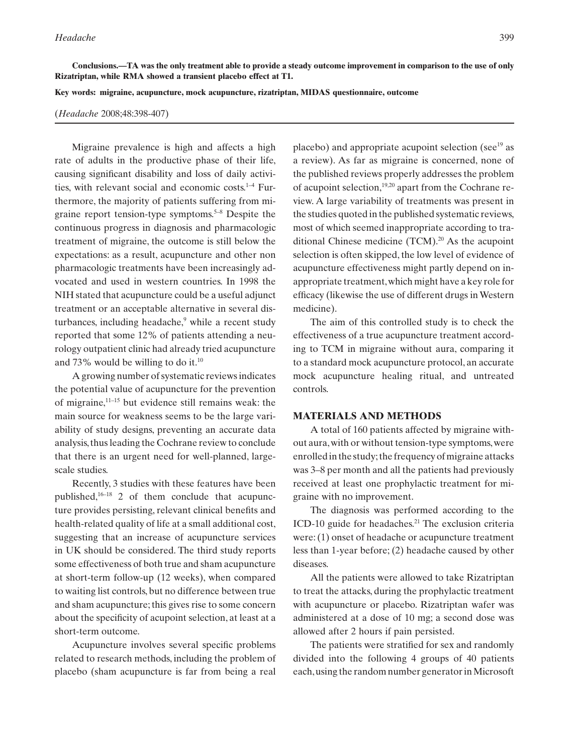**Conclusions.—TA was the only treatment able to provide a steady outcome improvement in comparison to the use of only Rizatriptan, while RMA showed a transient placebo effect at T1.**

**Key words: migraine, acupuncture, mock acupuncture, rizatriptan, MIDAS questionnaire, outcome**

(*Headache* 2008;48:398-407)

Migraine prevalence is high and affects a high rate of adults in the productive phase of their life, causing significant disability and loss of daily activities, with relevant social and economic costs.[1–4] Furthermore, the majority of patients suffering from migraine report tension-type symptoms.[5–8] Despite the continuous progress in diagnosis and pharmacologic treatment of migraine, the outcome is still below the expectations: as a result, acupuncture and other non pharmacologic treatments have been increasingly advocated and used in western countries. In 1998 the NIH stated that acupuncture could be a useful adjunct treatment or an acceptable alternative in several disturbances, including headache,[9] while a recent study reported that some 12% of patients attending a neurology outpatient clinic had already tried acupuncture and 73% would be willing to do it.[10]

A growing number of systematic reviews indicates the potential value of acupuncture for the prevention of migraine,[11–15] but evidence still remains weak: the main source for weakness seems to be the large variability of study designs, preventing an accurate data analysis, thus leading the Cochrane review to conclude that there is an urgent need for well-planned, large-scale studies.

Recently, 3 studies with these features have been published,[16–18] 2 of them conclude that acupuncture provides persisting, relevant clinical benefits and health-related quality of life at a small additional cost, suggesting that an increase of acupuncture services in UK should be considered. The third study reports some effectiveness of both true and sham acupuncture at short-term follow-up (12 weeks), when compared to waiting list controls, but no difference between true and sham acupuncture; this gives rise to some concern about the specificity of acupoint selection, at least at a short-term outcome.

Acupuncture involves several specific problems related to research methods, including the problem of placebo (sham acupuncture is far from being a real placebo) and appropriate acupoint selection (see[19] as a review). As far as migraine is concerned, none of the published reviews properly addresses the problem of acupoint selection,[19,20] apart from the Cochrane review. A large variability of treatments was present in the studies quoted in the published systematic reviews, most of which seemed inappropriate according to traditional Chinese medicine (TCM).[20] As the acupoint selection is often skipped, the low level of evidence of acupuncture effectiveness might partly depend on inappropriate treatment, which might have a key role for efficacy (likewise the use of different drugs in Western medicine).

The aim of this controlled study is to check the effectiveness of a true acupuncture treatment according to TCM in migraine without aura, comparing it to a standard mock acupuncture protocol, an accurate mock acupuncture healing ritual, and untreated controls.

## MATERIALS AND METHODS

A total of 160 patients affected by migraine without aura, with or without tension-type symptoms, were enrolled in the study; the frequency of migraine attacks was 3–8 per month and all the patients had previously received at least one prophylactic treatment for migraine with no improvement.

The diagnosis was performed according to the ICD-10 guide for headaches.[21] The exclusion criteria were: (1) onset of headache or acupuncture treatment less than 1-year before; (2) headache caused by other diseases.

All the patients were allowed to take Rizatriptan to treat the attacks, during the prophylactic treatment with acupuncture or placebo. Rizatriptan wafer was administered at a dose of 10 mg; a second dose was allowed after 2 hours if pain persisted.

The patients were stratified for sex and randomly divided into the following 4 groups of 40 patients each, using the random number generator in Microsoft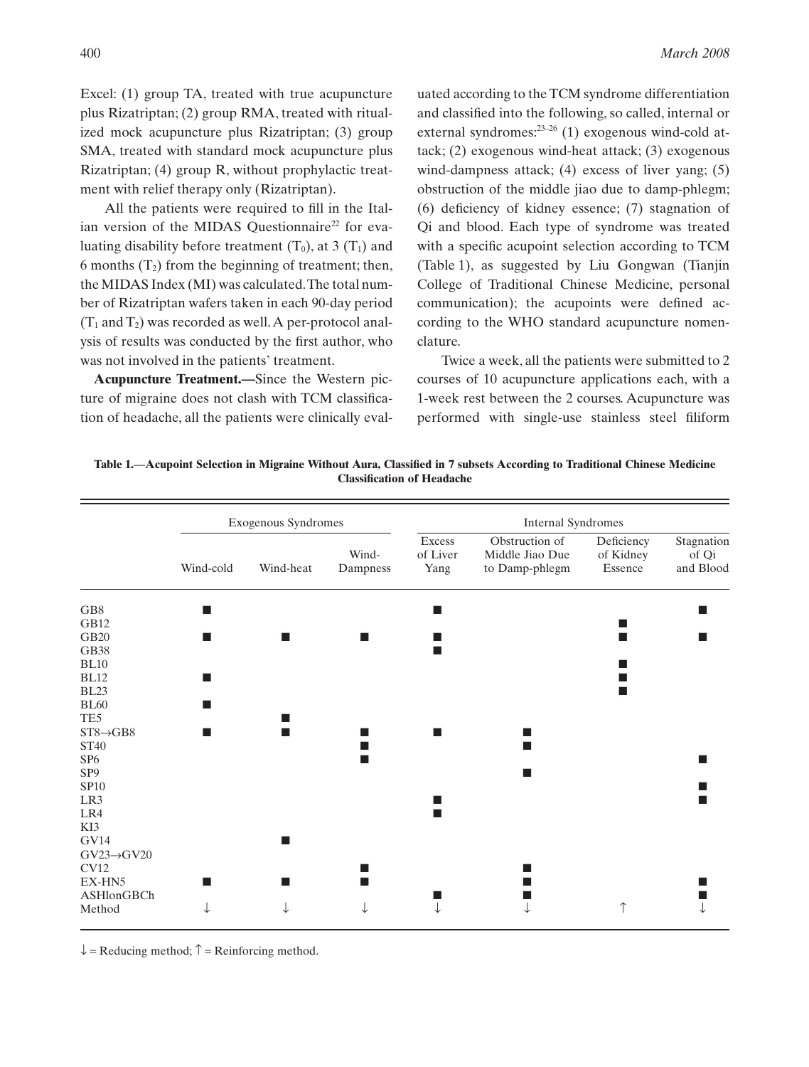Excel: (1) group TA, treated with true acupuncture plus Rizatriptan; (2) group RMA, treated with ritualized mock acupuncture plus Rizatriptan; (3) group SMA, treated with standard mock acupuncture plus Rizatriptan; (4) group R, without prophylactic treatment with relief therapy only (Rizatriptan).

All the patients were required to fill in the Italian version of the MIDAS Questionnaire[22] for evaluating disability before treatment ($T_0$), at 3 ($T_1$) and 6 months ($T_2$) from the beginning of treatment; then, the MIDAS Index (MI) was calculated. The total number of Rizatriptan wafers taken in each 90-day period ($T_1$ and $T_2$) was recorded as well. A per-protocol analysis of results was conducted by the first author, who was not involved in the patients' treatment.

**Acupuncture Treatment.—**Since the Western picture of migraine does not clash with TCM classification of headache, all the patients were clinically evaluated according to the TCM syndrome differentiation and classified into the following, so called, internal or external syndromes:[23–26] (1) exogenous wind-cold attack; (2) exogenous wind-heat attack; (3) exogenous wind-dampness attack; (4) excess of liver yang; (5) obstruction of the middle jiao due to damp-phlegm; (6) deficiency of kidney essence; (7) stagnation of Qi and blood. Each type of syndrome was treated with a specific acupoint selection according to TCM (Table 1), as suggested by Liu Gongwan (Tianjin College of Traditional Chinese Medicine, personal communication); the acupoints were defined according to the WHO standard acupuncture nomenclature.

Twice a week, all the patients were submitted to 2 courses of 10 acupuncture applications each, with a 1-week rest between the 2 courses. Acupuncture was performed with single-use stainless steel filiform

**Table 1.—Acupoint Selection in Migraine Without Aura, Classified in 7 subsets According to Traditional Chinese Medicine Classification of Headache**

| | Exogenous Syndromes | | | Internal Syndromes | | | |
|---|---|---|---|---|---|---|---|
| | Wind-cold | Wind-heat | Wind-Dampness | Excess of Liver Yang | Obstruction of Middle Jiao Due to Damp-phlegm | Deficiency of Kidney Essence | Stagnation of Qi and Blood |
| GB8 | ■ | | | ■ | | | ■ |
| GB12 | | | | | | ■ | |
| GB20 | ■ | ■ | ■ | ■ | | ■ | ■ |
| GB38 | | | | ■ | | | |
| BL10 | | | | | | ■ | |
| BL12 | ■ | | | | | ■ | |
| BL23 | | | | | | ■ | |
| BL60 | ■ | | | | | | |
| TE5 | | ■ | | | | | |
| ST8→GB8 | ■ | ■ | ■ | ■ | ■ | | |
| ST40 | | | ■ | | ■ | | |
| SP6 | | | ■ | | | | ■ |
| SP9 | | | | | ■ | | |
| SP10 | | | | | | | ■ |
| LR3 | | | | ■ | | | ■ |
| LR4 | | | | ■ | | | |
| KI3 | | | | | | | |
| GV14 | | ■ | | | | | |
| GV23→GV20 | | | | | | | |
| CV12 | | | ■ | | ■ | | |
| EX-HN5 | ■ | ■ | ■ | | ■ | | ■ |
| ASHlonGBCh | | | | ■ | ■ | | ■ |
| Method | ↓ | ↓ | ↓ | ↓ | ↓ | ↑ | ↓ |

↓ = Reducing method; ↑ = Reinforcing method.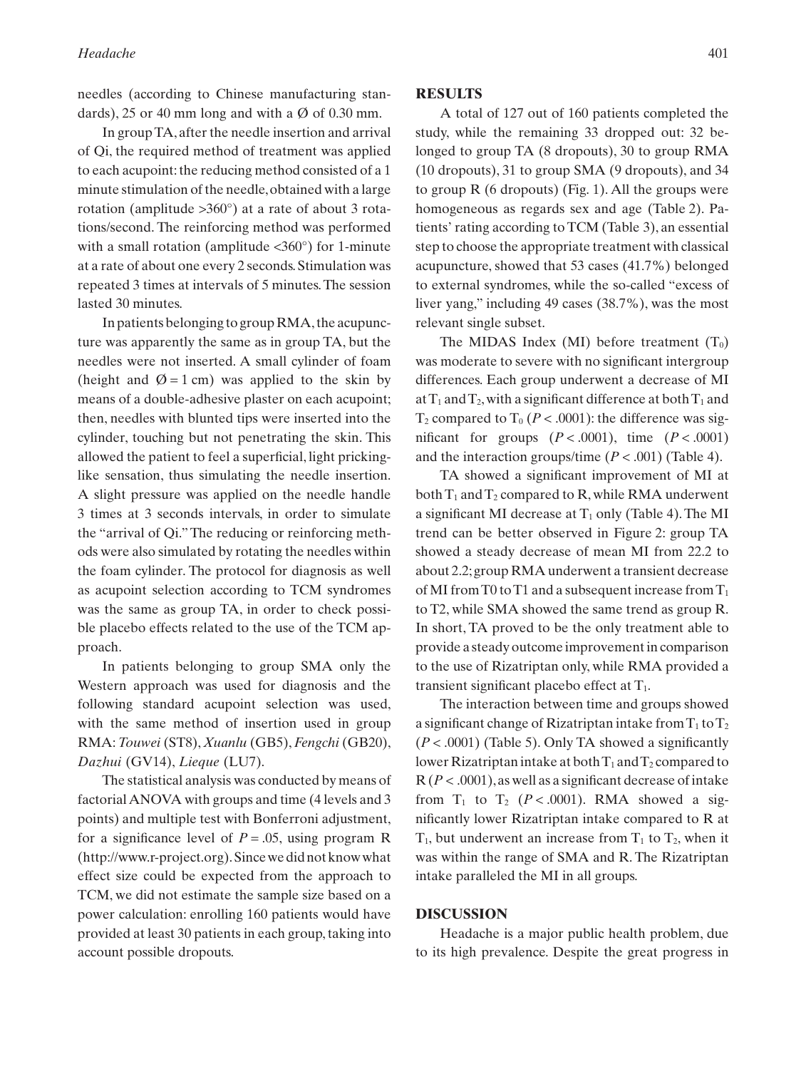needles (according to Chinese manufacturing standards), 25 or 40 mm long and with a Ø of 0.30 mm.

In group TA, after the needle insertion and arrival of Qi, the required method of treatment was applied to each acupoint: the reducing method consisted of a 1 minute stimulation of the needle, obtained with a large rotation (amplitude >360°) at a rate of about 3 rotations/second. The reinforcing method was performed with a small rotation (amplitude <360°) for 1-minute at a rate of about one every 2 seconds. Stimulation was repeated 3 times at intervals of 5 minutes. The session lasted 30 minutes.

In patients belonging to group RMA, the acupuncture was apparently the same as in group TA, but the needles were not inserted. A small cylinder of foam (height and Ø = 1 cm) was applied to the skin by means of a double-adhesive plaster on each acupoint; then, needles with blunted tips were inserted into the cylinder, touching but not penetrating the skin. This allowed the patient to feel a superficial, light pricking-like sensation, thus simulating the needle insertion. A slight pressure was applied on the needle handle 3 times at 3 seconds intervals, in order to simulate the "arrival of Qi." The reducing or reinforcing methods were also simulated by rotating the needles within the foam cylinder. The protocol for diagnosis as well as acupoint selection according to TCM syndromes was the same as group TA, in order to check possible placebo effects related to the use of the TCM approach.

In patients belonging to group SMA only the Western approach was used for diagnosis and the following standard acupoint selection was used, with the same method of insertion used in group RMA: *Touwei* (ST8), *Xuanlu* (GB5), *Fengchi* (GB20), *Dazhui* (GV14), *Lieque* (LU7).

The statistical analysis was conducted by means of factorial ANOVA with groups and time (4 levels and 3 points) and multiple test with Bonferroni adjustment, for a significance level of $P = .05$, using program R (http://www.r-project.org). Since we did not know what effect size could be expected from the approach to TCM, we did not estimate the sample size based on a power calculation: enrolling 160 patients would have provided at least 30 patients in each group, taking into account possible dropouts.

## RESULTS

A total of 127 out of 160 patients completed the study, while the remaining 33 dropped out: 32 belonged to group TA (8 dropouts), 30 to group RMA (10 dropouts), 31 to group SMA (9 dropouts), and 34 to group R (6 dropouts) (Fig. 1). All the groups were homogeneous as regards sex and age (Table 2). Patients' rating according to TCM (Table 3), an essential step to choose the appropriate treatment with classical acupuncture, showed that 53 cases (41.7%) belonged to external syndromes, while the so-called "excess of liver yang," including 49 cases (38.7%), was the most relevant single subset.

The MIDAS Index (MI) before treatment ($T_0$) was moderate to severe with no significant intergroup differences. Each group underwent a decrease of MI at $T_1$ and $T_2$, with a significant difference at both $T_1$ and $T_2$ compared to $T_0$ ($P < .0001$): the difference was significant for groups ($P < .0001$), time ($P < .0001$) and the interaction groups/time ($P < .001$) (Table 4).

TA showed a significant improvement of MI at both $T_1$ and $T_2$ compared to R, while RMA underwent a significant MI decrease at $T_1$ only (Table 4). The MI trend can be better observed in Figure 2: group TA showed a steady decrease of mean MI from 22.2 to about 2.2; group RMA underwent a transient decrease of MI from T0 to T1 and a subsequent increase from $T_1$ to T2, while SMA showed the same trend as group R. In short, TA proved to be the only treatment able to provide a steady outcome improvement in comparison to the use of Rizatriptan only, while RMA provided a transient significant placebo effect at $T_1$.

The interaction between time and groups showed a significant change of Rizatriptan intake from $T_1$ to $T_2$ ($P < .0001$) (Table 5). Only TA showed a significantly lower Rizatriptan intake at both $T_1$ and $T_2$ compared to R ($P < .0001$), as well as a significant decrease of intake from $T_1$ to $T_2$ ($P < .0001$). RMA showed a significantly lower Rizatriptan intake compared to R at $T_1$, but underwent an increase from $T_1$ to $T_2$, when it was within the range of SMA and R. The Rizatriptan intake paralleled the MI in all groups.

## DISCUSSION

Headache is a major public health problem, due to its high prevalence. Despite the great progress in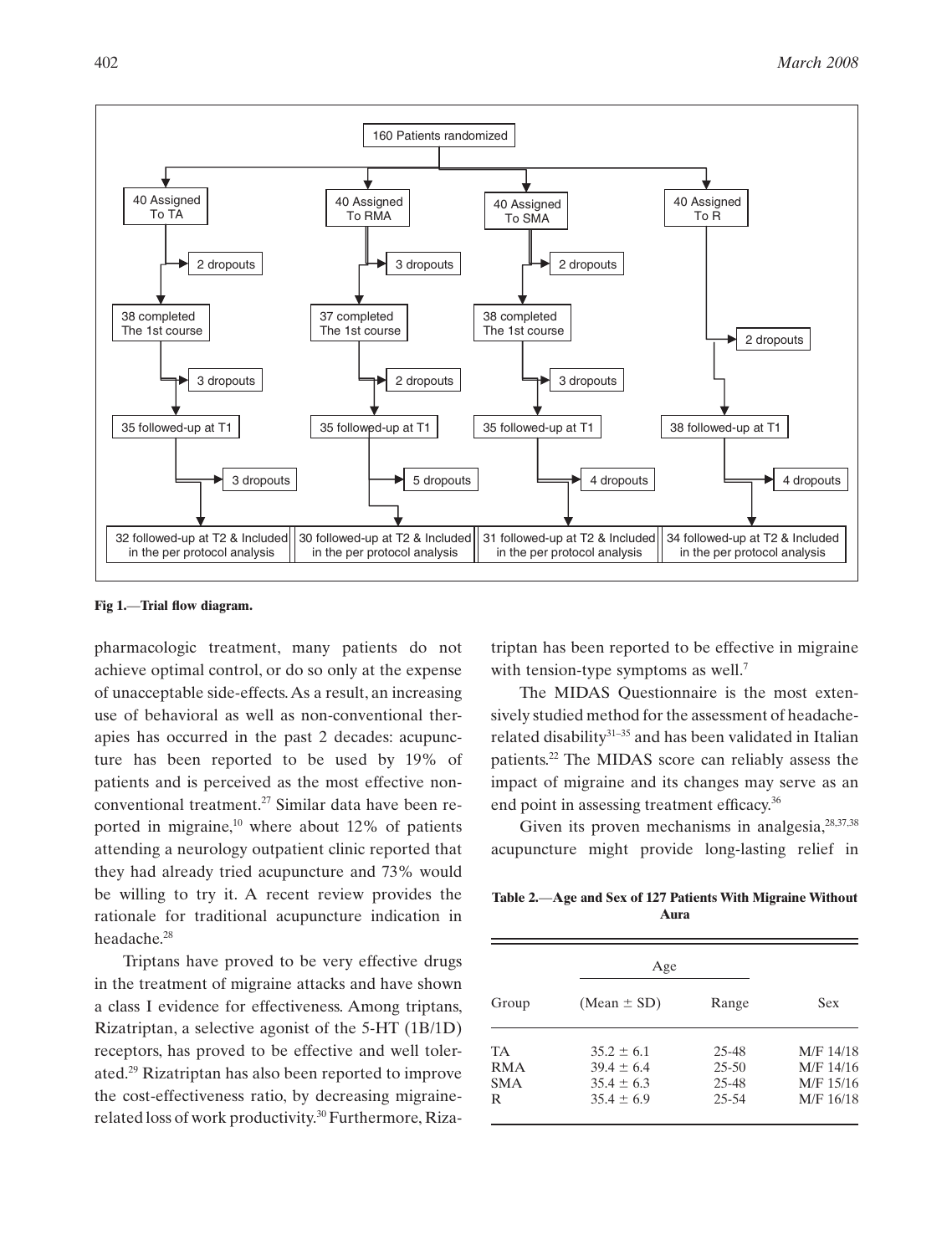160 Patients randomized

| | | | |
|---|---|---|---|
| 40 Assigned To TA | 40 Assigned To RMA | 40 Assigned To SMA | 40 Assigned To R |
| 2 dropouts | 3 dropouts | 2 dropouts | |
| 38 completed The 1st course | 37 completed The 1st course | 38 completed The 1st course | |
| 3 dropouts | 2 dropouts | 3 dropouts | 2 dropouts |
| 35 followed-up at T1 | 35 followed-up at T1 | 35 followed-up at T1 | 38 followed-up at T1 |
| 3 dropouts | 5 dropouts | 4 dropouts | 4 dropouts |
| 32 followed-up at T2 & Included in the per protocol analysis | 30 followed-up at T2 & Included in the per protocol analysis | 31 followed-up at T2 & Included in the per protocol analysis | 34 followed-up at T2 & Included in the per protocol analysis |

**Fig 1.—Trial flow diagram.**

pharmacologic treatment, many patients do not achieve optimal control, or do so only at the expense of unacceptable side-effects. As a result, an increasing use of behavioral as well as non-conventional therapies has occurred in the past 2 decades: acupuncture has been reported to be used by 19% of patients and is perceived as the most effective non-conventional treatment.[27] Similar data have been reported in migraine,[10] where about 12% of patients attending a neurology outpatient clinic reported that they had already tried acupuncture and 73% would be willing to try it. A recent review provides the rationale for traditional acupuncture indication in headache.[28]

Triptans have proved to be very effective drugs in the treatment of migraine attacks and have shown a class I evidence for effectiveness. Among triptans, Rizatriptan, a selective agonist of the 5-HT (1B/1D) receptors, has proved to be effective and well tolerated.[29] Rizatriptan has also been reported to improve the cost-effectiveness ratio, by decreasing migraine-related loss of work productivity.[30] Furthermore, Rizatriptan has been reported to be effective in migraine with tension-type symptoms as well.[7]

The MIDAS Questionnaire is the most extensively studied method for the assessment of headache-related disability[31–35] and has been validated in Italian patients.[22] The MIDAS score can reliably assess the impact of migraine and its changes may serve as an end point in assessing treatment efficacy.[36]

Given its proven mechanisms in analgesia,[28,37,38] acupuncture might provide long-lasting relief in

**Table 2.—Age and Sex of 127 Patients With Migraine Without Aura**

| Group | Age (Mean ± SD) | Age Range | Sex |
|---|---|---|---|
| TA | 35.2 ± 6.1 | 25-48 | M/F 14/18 |
| RMA | 39.4 ± 6.4 | 25-50 | M/F 14/16 |
| SMA | 35.4 ± 6.3 | 25-48 | M/F 15/16 |
| R | 35.4 ± 6.9 | 25-54 | M/F 16/18 |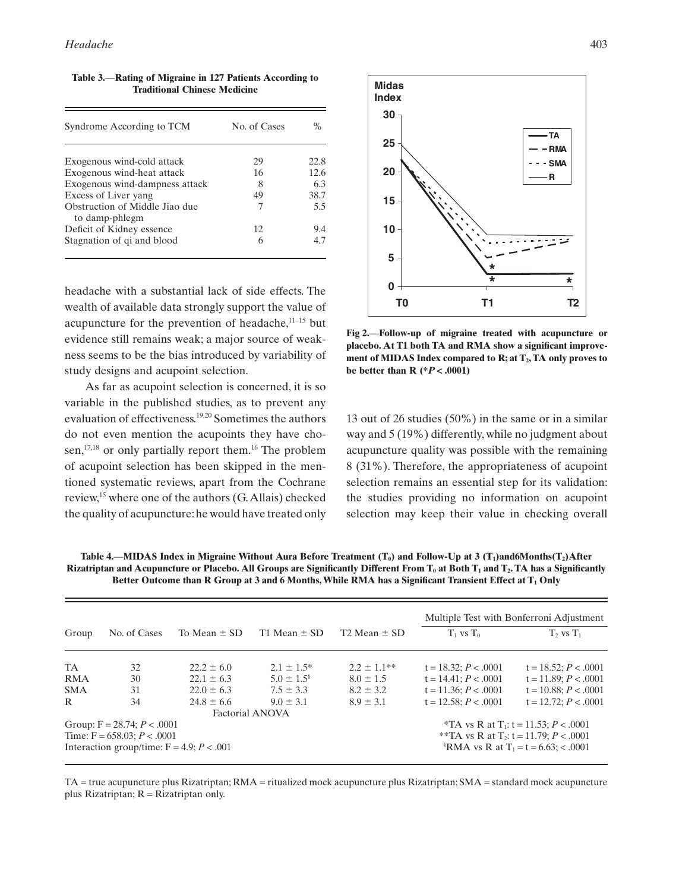**Table 3.—Rating of Migraine in 127 Patients According to Traditional Chinese Medicine**

| Syndrome According to TCM | No. of Cases | % |
|---|---|---|
| Exogenous wind-cold attack | 29 | 22.8 |
| Exogenous wind-heat attack | 16 | 12.6 |
| Exogenous wind-dampness attack | 8 | 6.3 |
| Excess of Liver yang | 49 | 38.7 |
| Obstruction of Middle Jiao due to damp-phlegm | 7 | 5.5 |
| Deficit of Kidney essence | 12 | 9.4 |
| Stagnation of qi and blood | 6 | 4.7 |

headache with a substantial lack of side effects. The wealth of available data strongly support the value of acupuncture for the prevention of headache,[11–15] but evidence still remains weak; a major source of weakness seems to be the bias introduced by variability of study designs and acupoint selection.

As far as acupoint selection is concerned, it is so variable in the published studies, as to prevent any evaluation of effectiveness.[19,20] Sometimes the authors do not even mention the acupoints they have chosen,[17,18] or only partially report them.[16] The problem of acupoint selection has been skipped in the mentioned systematic reviews, apart from the Cochrane review,[15] where one of the authors (G. Allais) checked the quality of acupuncture: he would have treated only 13 out of 26 studies (50%) in the same or in a similar way and 5 (19%) differently, while no judgment about acupuncture quality was possible with the remaining 8 (31%). Therefore, the appropriateness of acupoint selection remains an essential step for its validation: the studies providing no information on acupoint selection may keep their value in checking overall

**Fig 2.—Follow-up of migraine treated with acupuncture or placebo. At T1 both TA and RMA show a significant improvement of MIDAS Index compared to R; at $T_2$, TA only proves to be better than R (*$P < .0001$)**

**Table 4.—MIDAS Index in Migraine Without Aura Before Treatment ($T_0$) and Follow-Up at 3 ($T_1$) and 6 Months ($T_2$) After Rizatriptan and Acupuncture or Placebo. All Groups are Significantly Different From $T_0$ at Both $T_1$ and $T_2$. TA has a Significantly Better Outcome than R Group at 3 and 6 Months, While RMA has a Significant Transient Effect at $T_1$ Only**

| Group | No. of Cases | To Mean ± SD | T1 Mean ± SD | T2 Mean ± SD | Multiple Test with Bonferroni Adjustment | |
|---|---|---|---|---|---|---|
| | | | | | $T_1$ vs $T_0$ | $T_2$ vs $T_1$ |
| TA | 32 | 22.2 ± 6.0 | 2.1 ± 1.5* | 2.2 ± 1.1** | t = 18.32; $P < .0001$ | t = 18.52; $P < .0001$ |
| RMA | 30 | 22.1 ± 6.3 | 5.0 ± 1.5§ | 8.0 ± 1.5 | t = 14.41; $P < .0001$ | t = 11.89; $P < .0001$ |
| SMA | 31 | 22.0 ± 6.3 | 7.5 ± 3.3 | 8.2 ± 3.2 | t = 11.36; $P < .0001$ | t = 10.88; $P < .0001$ |
| R | 34 | 24.8 ± 6.6 | 9.0 ± 3.1 | 8.9 ± 3.1 | t = 12.58; $P < .0001$ | t = 12.72; $P < .0001$ |

Factorial ANOVA
Group: $F = 28.74$; $P < .0001$
Time: $F = 658.03$; $P < .0001$
Interaction group/time: $F = 4.9$; $P < .001$

*TA vs R at $T_1$: t = 11.53; $P < .0001$
**TA vs R at $T_2$: t = 11.79; $P < .0001$
§RMA vs R at $T_1$ = t = 6.63; < .0001

TA = true acupuncture plus Rizatriptan; RMA = ritualized mock acupuncture plus Rizatriptan; SMA = standard mock acupuncture plus Rizatriptan; R = Rizatriptan only.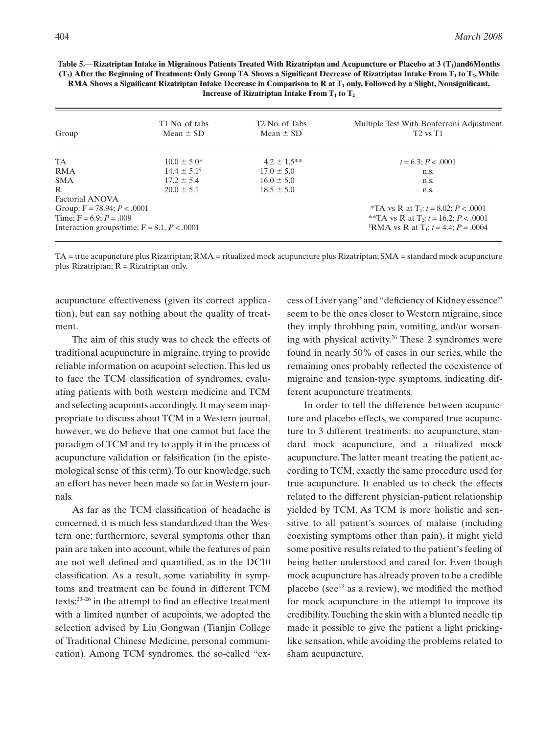**Table 5.—Rizatriptan Intake in Migrainous Patients Treated With Rizatriptan and Acupuncture or Placebo at 3 ($T_1$)and6Months ($T_2$) After the Beginning of Treatment: Only Group TA Shows a Significant Decrease of Rizatriptan Intake From $T_1$ to $T_2$, While RMA Shows a Significant Rizatriptan Intake Decrease in Comparison to R at $T_1$ only, Followed by a Slight, Nonsignificant, Increase of Rizatriptan Intake From $T_1$ to $T_2$**

| Group | T1 No. of tabs Mean ± SD | T2 No. of Tabs Mean ± SD | Multiple Test With Bonferroni Adjustment T2 vs T1 |
|---|---|---|---|
| TA | 10.0 ± 5.0* | 4.2 ± 1.5** | $t = 6.3$; $P < .0001$ |
| RMA | 14.4 ± 5.1§ | 17.0 ± 5.0 | n.s. |
| SMA | 17.2 ± 5.4 | 16.0 ± 5.0 | n.s. |
| R | 20.0 ± 5.1 | 18.5 ± 5.0 | n.s. |
| Factorial ANOVA | | | |
| Group: $F = 78.94$; $P < .0001$ | | | *TA vs R at $T_1$: $t = 8.02$; $P < .0001$ |
| Time: $F = 6.9$; $P = .009$ | | | **TA vs R at $T_2$: $t = 16.2$; $P < .0001$ |
| Interaction groups/time: $F = 8.1$, $P < .0001$ | | | §RMA vs R at $T_1$: $t = 4.4$; $P = .0004$ |

TA = true acupuncture plus Rizatriptan; RMA = ritualized mock acupuncture plus Rizatriptan; SMA = standard mock acupuncture plus Rizatriptan; R = Rizatriptan only.

acupuncture effectiveness (given its correct application), but can say nothing about the quality of treatment.

The aim of this study was to check the effects of traditional acupuncture in migraine, trying to provide reliable information on acupoint selection. This led us to face the TCM classification of syndromes, evaluating patients with both western medicine and TCM and selecting acupoints accordingly. It may seem inappropriate to discuss about TCM in a Western journal, however, we do believe that one cannot but face the paradigm of TCM and try to apply it in the process of acupuncture validation or falsification (in the epistemological sense of this term). To our knowledge, such an effort has never been made so far in Western journals.

As far as the TCM classification of headache is concerned, it is much less standardized than the Western one; furthermore, several symptoms other than pain are taken into account, while the features of pain are not well defined and quantified, as in the DC10 classification. As a result, some variability in symptoms and treatment can be found in different TCM texts:[23–26] in the attempt to find an effective treatment with a limited number of acupoints, we adopted the selection advised by Liu Gongwan (Tianjin College of Traditional Chinese Medicine, personal communication). Among TCM syndromes, the so-called "excess of Liver yang" and "deficiency of Kidney essence" seem to be the ones closer to Western migraine, since they imply throbbing pain, vomiting, and/or worsening with physical activity.[26] These 2 syndromes were found in nearly 50% of cases in our series, while the remaining ones probably reflected the coexistence of migraine and tension-type symptoms, indicating different acupuncture treatments.

In order to tell the difference between acupuncture and placebo effects, we compared true acupuncture to 3 different treatments: no acupuncture, standard mock acupuncture, and a ritualized mock acupuncture. The latter meant treating the patient according to TCM, exactly the same procedure used for true acupuncture. It enabled us to check the effects related to the different physician-patient relationship yielded by TCM. As TCM is more holistic and sensitive to all patient's sources of malaise (including coexisting symptoms other than pain), it might yield some positive results related to the patient's feeling of being better understood and cared for. Even though mock acupuncture has already proven to be a credible placebo (see[19] as a review), we modified the method for mock acupuncture in the attempt to improve its credibility. Touching the skin with a blunted needle tip made it possible to give the patient a light pricking-like sensation, while avoiding the problems related to sham acupuncture.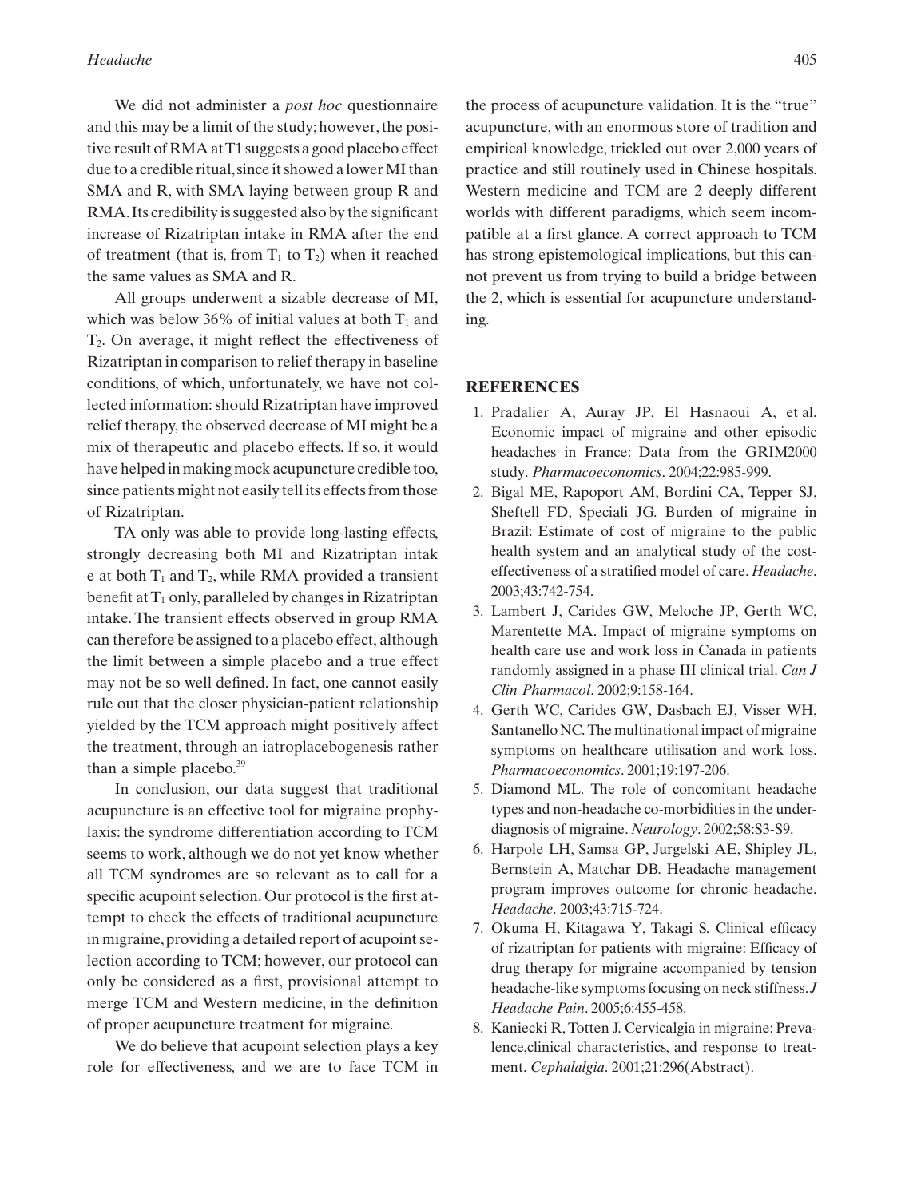We did not administer a *post hoc* questionnaire and this may be a limit of the study; however, the positive result of RMA at T1 suggests a good placebo effect due to a credible ritual, since it showed a lower MI than SMA and R, with SMA laying between group R and RMA. Its credibility is suggested also by the significant increase of Rizatriptan intake in RMA after the end of treatment (that is, from $T_1$ to $T_2$) when it reached the same values as SMA and R.

All groups underwent a sizable decrease of MI, which was below 36% of initial values at both $T_1$ and $T_2$. On average, it might reflect the effectiveness of Rizatriptan in comparison to relief therapy in baseline conditions, of which, unfortunately, we have not collected information: should Rizatriptan have improved relief therapy, the observed decrease of MI might be a mix of therapeutic and placebo effects. If so, it would have helped in making mock acupuncture credible too, since patients might not easily tell its effects from those of Rizatriptan.

TA only was able to provide long-lasting effects, strongly decreasing both MI and Rizatriptan intak e at both $T_1$ and $T_2$, while RMA provided a transient benefit at $T_1$ only, paralleled by changes in Rizatriptan intake. The transient effects observed in group RMA can therefore be assigned to a placebo effect, although the limit between a simple placebo and a true effect may not be so well defined. In fact, one cannot easily rule out that the closer physician-patient relationship yielded by the TCM approach might positively affect the treatment, through an iatroplacebogenesis rather than a simple placebo.[39]

In conclusion, our data suggest that traditional acupuncture is an effective tool for migraine prophylaxis: the syndrome differentiation according to TCM seems to work, although we do not yet know whether all TCM syndromes are so relevant as to call for a specific acupoint selection. Our protocol is the first attempt to check the effects of traditional acupuncture in migraine, providing a detailed report of acupoint selection according to TCM; however, our protocol can only be considered as a first, provisional attempt to merge TCM and Western medicine, in the definition of proper acupuncture treatment for migraine.

We do believe that acupoint selection plays a key role for effectiveness, and we are to face TCM in the process of acupuncture validation. It is the "true" acupuncture, with an enormous store of tradition and empirical knowledge, trickled out over 2,000 years of practice and still routinely used in Chinese hospitals. Western medicine and TCM are 2 deeply different worlds with different paradigms, which seem incompatible at a first glance. A correct approach to TCM has strong epistemological implications, but this cannot prevent us from trying to build a bridge between the 2, which is essential for acupuncture understanding.

## REFERENCES

1. Pradalier A, Auray JP, El Hasnaoui A, et al. Economic impact of migraine and other episodic headaches in France: Data from the GRIM2000 study. *Pharmacoeconomics*. 2004;22:985-999.
2. Bigal ME, Rapoport AM, Bordini CA, Tepper SJ, Sheftell FD, Speciali JG. Burden of migraine in Brazil: Estimate of cost of migraine to the public health system and an analytical study of the cost-effectiveness of a stratified model of care. *Headache*. 2003;43:742-754.
3. Lambert J, Carides GW, Meloche JP, Gerth WC, Marentette MA. Impact of migraine symptoms on health care use and work loss in Canada in patients randomly assigned in a phase III clinical trial. *Can J Clin Pharmacol*. 2002;9:158-164.
4. Gerth WC, Carides GW, Dasbach EJ, Visser WH, Santanello NC. The multinational impact of migraine symptoms on healthcare utilisation and work loss. *Pharmacoeconomics*. 2001;19:197-206.
5. Diamond ML. The role of concomitant headache types and non-headache co-morbidities in the underdiagnosis of migraine. *Neurology*. 2002;58:S3-S9.
6. Harpole LH, Samsa GP, Jurgelski AE, Shipley JL, Bernstein A, Matchar DB. Headache management program improves outcome for chronic headache. *Headache*. 2003;43:715-724.
7. Okuma H, Kitagawa Y, Takagi S. Clinical efficacy of rizatriptan for patients with migraine: Efficacy of drug therapy for migraine accompanied by tension headache-like symptoms focusing on neck stiffness. *J Headache Pain*. 2005;6:455-458.
8. Kaniecki R, Totten J. Cervicalgia in migraine: Prevalence,clinical characteristics, and response to treatment. *Cephalalgia*. 2001;21:296(Abstract).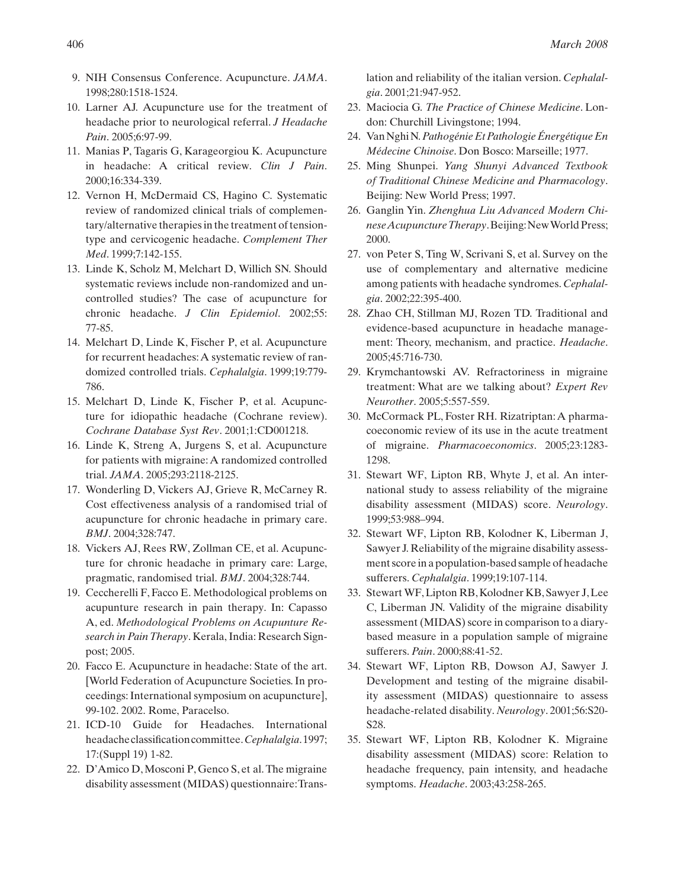9. NIH Consensus Conference. Acupuncture. *JAMA*. 1998;280:1518-1524.
10. Larner AJ. Acupuncture use for the treatment of headache prior to neurological referral. *J Headache Pain*. 2005;6:97-99.
11. Manias P, Tagaris G, Karageorgiou K. Acupuncture in headache: A critical review. *Clin J Pain*. 2000;16:334-339.
12. Vernon H, McDermaid CS, Hagino C. Systematic review of randomized clinical trials of complementary/alternative therapies in the treatment of tension-type and cervicogenic headache. *Complement Ther Med*. 1999;7:142-155.
13. Linde K, Scholz M, Melchart D, Willich SN. Should systematic reviews include non-randomized and uncontrolled studies? The case of acupuncture for chronic headache. *J Clin Epidemiol*. 2002;55: 77-85.
14. Melchart D, Linde K, Fischer P, et al. Acupuncture for recurrent headaches: A systematic review of randomized controlled trials. *Cephalalgia*. 1999;19:779-786.
15. Melchart D, Linde K, Fischer P, et al. Acupuncture for idiopathic headache (Cochrane review). *Cochrane Database Syst Rev*. 2001;1:CD001218.
16. Linde K, Streng A, Jurgens S, et al. Acupuncture for patients with migraine: A randomized controlled trial. *JAMA*. 2005;293:2118-2125.
17. Wonderling D, Vickers AJ, Grieve R, McCarney R. Cost effectiveness analysis of a randomised trial of acupuncture for chronic headache in primary care. *BMJ*. 2004;328:747.
18. Vickers AJ, Rees RW, Zollman CE, et al. Acupuncture for chronic headache in primary care: Large, pragmatic, randomised trial. *BMJ*. 2004;328:744.
19. Ceccherelli F, Facco E. Methodological problems on acupunture research in pain therapy. In: Capasso A, ed. *Methodological Problems on Acupunture Research in Pain Therapy*. Kerala, India: Research Signpost; 2005.
20. Facco E. Acupuncture in headache: State of the art. [World Federation of Acupuncture Societies. In proceedings: International symposium on acupuncture], 99-102. 2002. Rome, Paracelso.
21. ICD-10 Guide for Headaches. International headache classification committee. *Cephalalgia*. 1997; 17:(Suppl 19) 1-82.
22. D'Amico D, Mosconi P, Genco S, et al. The migraine disability assessment (MIDAS) questionnaire: Translation and reliability of the italian version. *Cephalalgia*. 2001;21:947-952.
23. Maciocia G. *The Practice of Chinese Medicine*. London: Churchill Livingstone; 1994.
24. Van Nghi N. *Pathogénie Et Pathologie Énergétique En Médecine Chinoise*. Don Bosco: Marseille; 1977.
25. Ming Shunpei. *Yang Shunyi Advanced Textbook of Traditional Chinese Medicine and Pharmacology*. Beijing: New World Press; 1997.
26. Ganglin Yin. *Zhenghua Liu Advanced Modern Chinese Acupuncture Therapy*. Beijing: New World Press; 2000.
27. von Peter S, Ting W, Scrivani S, et al. Survey on the use of complementary and alternative medicine among patients with headache syndromes. *Cephalalgia*. 2002;22:395-400.
28. Zhao CH, Stillman MJ, Rozen TD. Traditional and evidence-based acupuncture in headache management: Theory, mechanism, and practice. *Headache*. 2005;45:716-730.
29. Krymchantowski AV. Refractoriness in migraine treatment: What are we talking about? *Expert Rev Neurother*. 2005;5:557-559.
30. McCormack PL, Foster RH. Rizatriptan: A pharmacoeconomic review of its use in the acute treatment of migraine. *Pharmacoeconomics*. 2005;23:1283-1298.
31. Stewart WF, Lipton RB, Whyte J, et al. An international study to assess reliability of the migraine disability assessment (MIDAS) score. *Neurology*. 1999;53:988–994.
32. Stewart WF, Lipton RB, Kolodner K, Liberman J, Sawyer J. Reliability of the migraine disability assessment score in a population-based sample of headache sufferers. *Cephalalgia*. 1999;19:107-114.
33. Stewart WF, Lipton RB, Kolodner KB, Sawyer J, Lee C, Liberman JN. Validity of the migraine disability assessment (MIDAS) score in comparison to a diary-based measure in a population sample of migraine sufferers. *Pain*. 2000;88:41-52.
34. Stewart WF, Lipton RB, Dowson AJ, Sawyer J. Development and testing of the migraine disability assessment (MIDAS) questionnaire to assess headache-related disability. *Neurology*. 2001;56:S20-S28.
35. Stewart WF, Lipton RB, Kolodner K. Migraine disability assessment (MIDAS) score: Relation to headache frequency, pain intensity, and headache symptoms. *Headache*. 2003;43:258-265.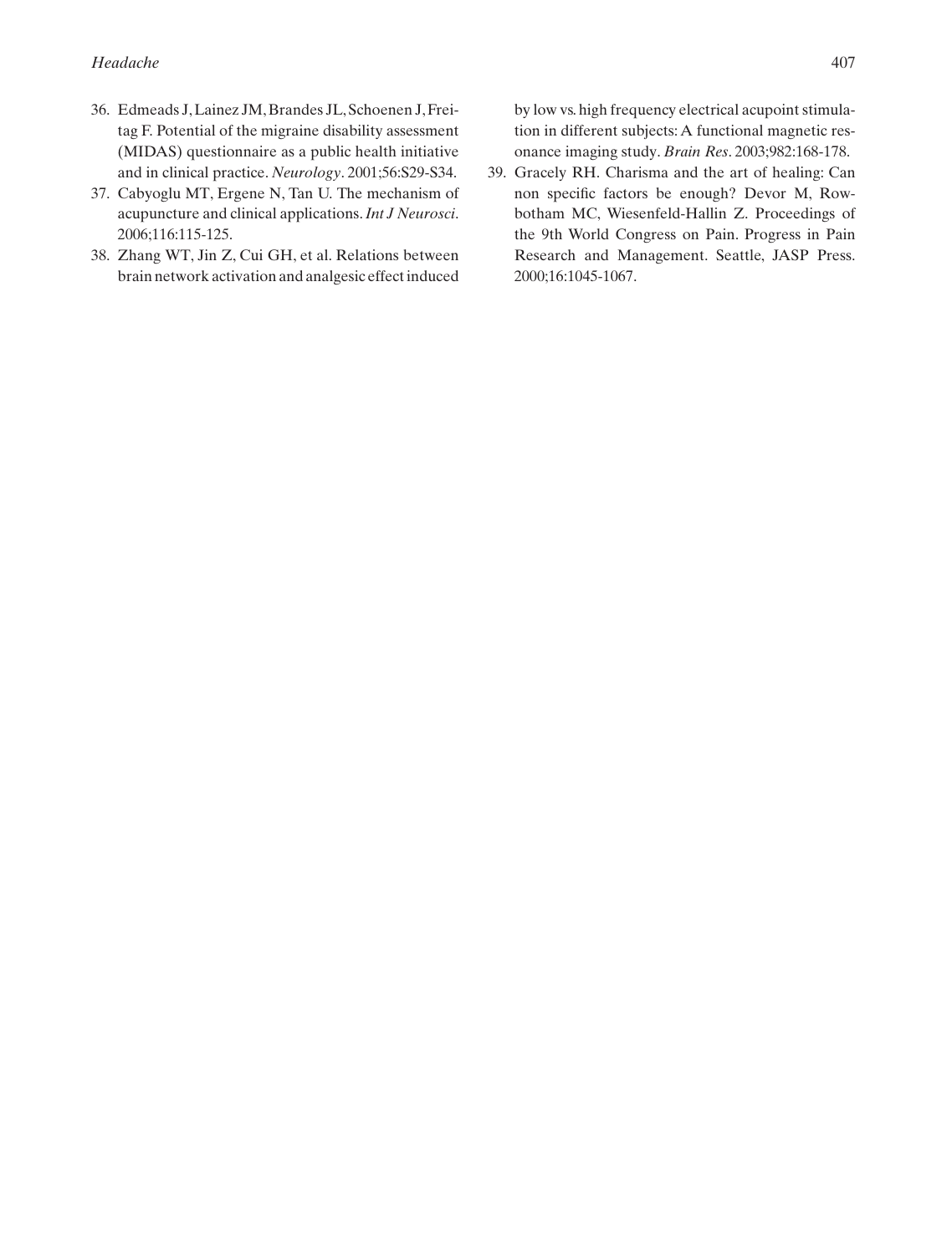36. Edmeads J, Lainez JM, Brandes JL, Schoenen J, Freitag F. Potential of the migraine disability assessment (MIDAS) questionnaire as a public health initiative and in clinical practice. *Neurology*. 2001;56:S29-S34.
37. Cabyoglu MT, Ergene N, Tan U. The mechanism of acupuncture and clinical applications. *Int J Neurosci*. 2006;116:115-125.
38. Zhang WT, Jin Z, Cui GH, et al. Relations between brain network activation and analgesic effect induced by low vs. high frequency electrical acupoint stimulation in different subjects: A functional magnetic resonance imaging study. *Brain Res*. 2003;982:168-178.
39. Gracely RH. Charisma and the art of healing: Can non specific factors be enough? Devor M, Rowbotham MC, Wiesenfeld-Hallin Z. Proceedings of the 9th World Congress on Pain. Progress in Pain Research and Management. Seattle, JASP Press. 2000;16:1045-1067.